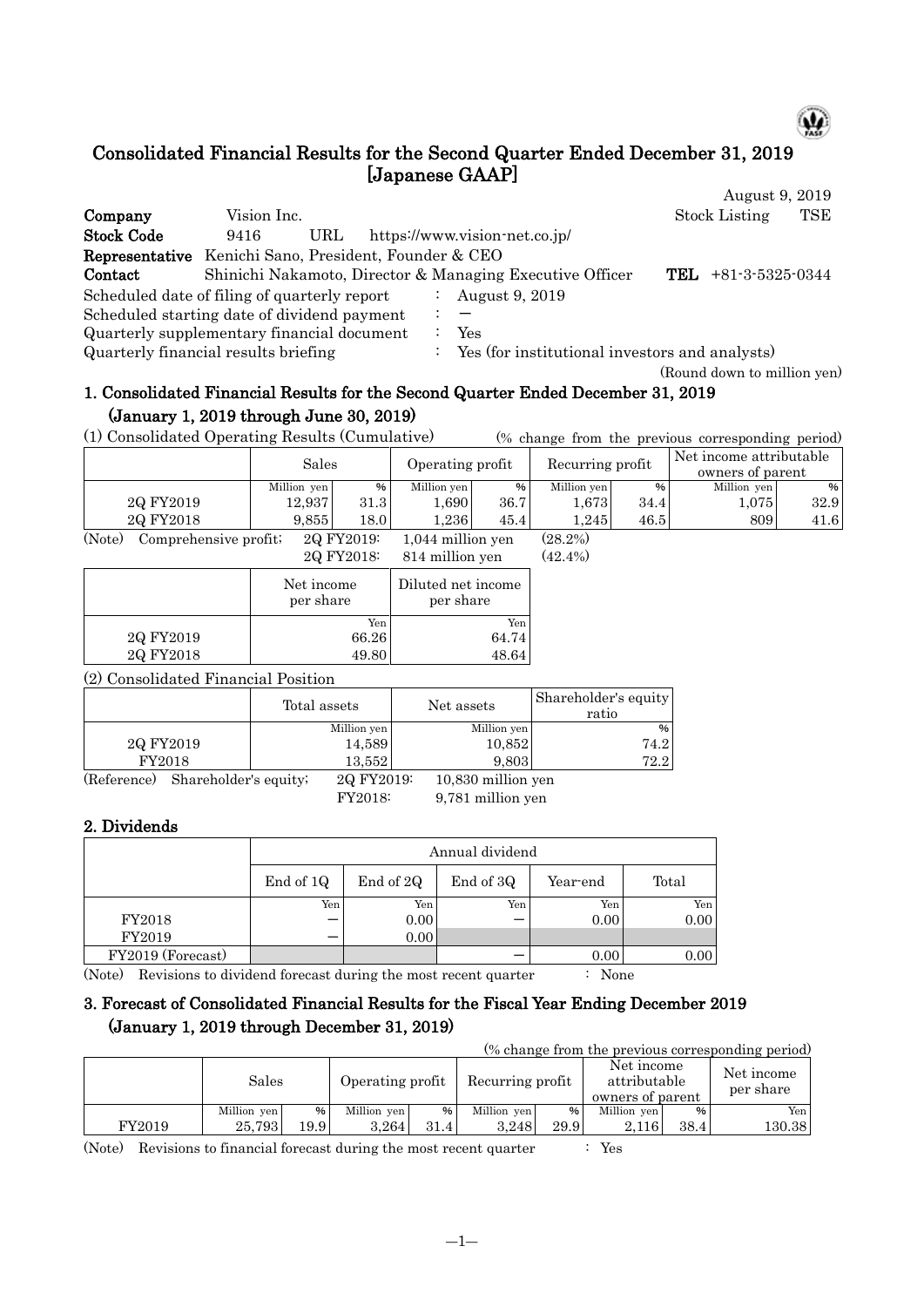# Consolidated Financial Results for the Second Quarter Ended December 31, 2019 [Japanese GAAP]

August 9, 2019

**Company** Vision Inc. Stock Listing TSE

**Stock Code** 9416 URL https://www.vision-net.co.jp/

**Representative** Kenichi Sano, President, Founder & CEO

**Contact** Shinichi Nakamoto, Director & Managing Executive Officer **TEL** +81-3-5325-0344

Scheduled date of filing of quarterly report : August 9, 2019

Scheduled starting date of dividend payment : —

Quarterly supplementary financial document : Yes

Quarterly financial results briefing : Yes (for institutional investors and analysts)

(Round down to million yen)

## 1. Consolidated Financial Results for the Second Quarter Ended December 31, 2019 (January 1, 2019 through June 30, 2019)

(1) Consolidated Operating Results (Cumulative) (% change from the previous corresponding period)

| | Sales | | Operating profit | | Recurring profit | | Net income attributable owners of parent | |
|---|---|---|---|---|---|---|---|---|
| | Million yen | % | Million yen | % | Million yen | % | Million yen | % |
| 2Q FY2019 | 12,937 | 31.3 | 1,690 | 36.7 | 1,673 | 34.4 | 1,075 | 32.9 |
| 2Q FY2018 | 9,855 | 18.0 | 1,236 | 45.4 | 1,245 | 46.5 | 809 | 41.6 |

(Note) Comprehensive profit; 2Q FY2019: 1,044 million yen (28.2%)
2Q FY2018: 814 million yen (42.4%)

| | Net income per share | Diluted net income per share |
|---|---|---|
| | Yen | Yen |
| 2Q FY2019 | 66.26 | 64.74 |
| 2Q FY2018 | 49.80 | 48.64 |

(2) Consolidated Financial Position

| | Total assets | Net assets | Shareholder's equity ratio |
|---|---|---|---|
| | Million yen | Million yen | % |
| 2Q FY2019 | 14,589 | 10,852 | 74.2 |
| FY2018 | 13,552 | 9,803 | 72.2 |

(Reference) Shareholder's equity; 2Q FY2019: 10,830 million yen
FY2018: 9,781 million yen

## 2. Dividends

| | Annual dividend | | | | |
|---|---|---|---|---|---|
| | End of 1Q | End of 2Q | End of 3Q | Year-end | Total |
| | Yen | Yen | Yen | Yen | Yen |
| FY2018 | — | 0.00 | — | 0.00 | 0.00 |
| FY2019 | — | 0.00 | | | |
| FY2019 (Forecast) | | | — | 0.00 | 0.00 |

(Note) Revisions to dividend forecast during the most recent quarter : None

## 3. Forecast of Consolidated Financial Results for the Fiscal Year Ending December 2019 (January 1, 2019 through December 31, 2019)

(% change from the previous corresponding period)

| | Sales | | Operating profit | | Recurring profit | | Net income attributable owners of parent | | Net income per share |
|---|---|---|---|---|---|---|---|---|---|
| | Million yen | % | Million yen | % | Million yen | % | Million yen | % | Yen |
| FY2019 | 25,793 | 19.9 | 3,264 | 31.4 | 3,248 | 29.9 | 2,116 | 38.4 | 130.38 |

(Note) Revisions to financial forecast during the most recent quarter : Yes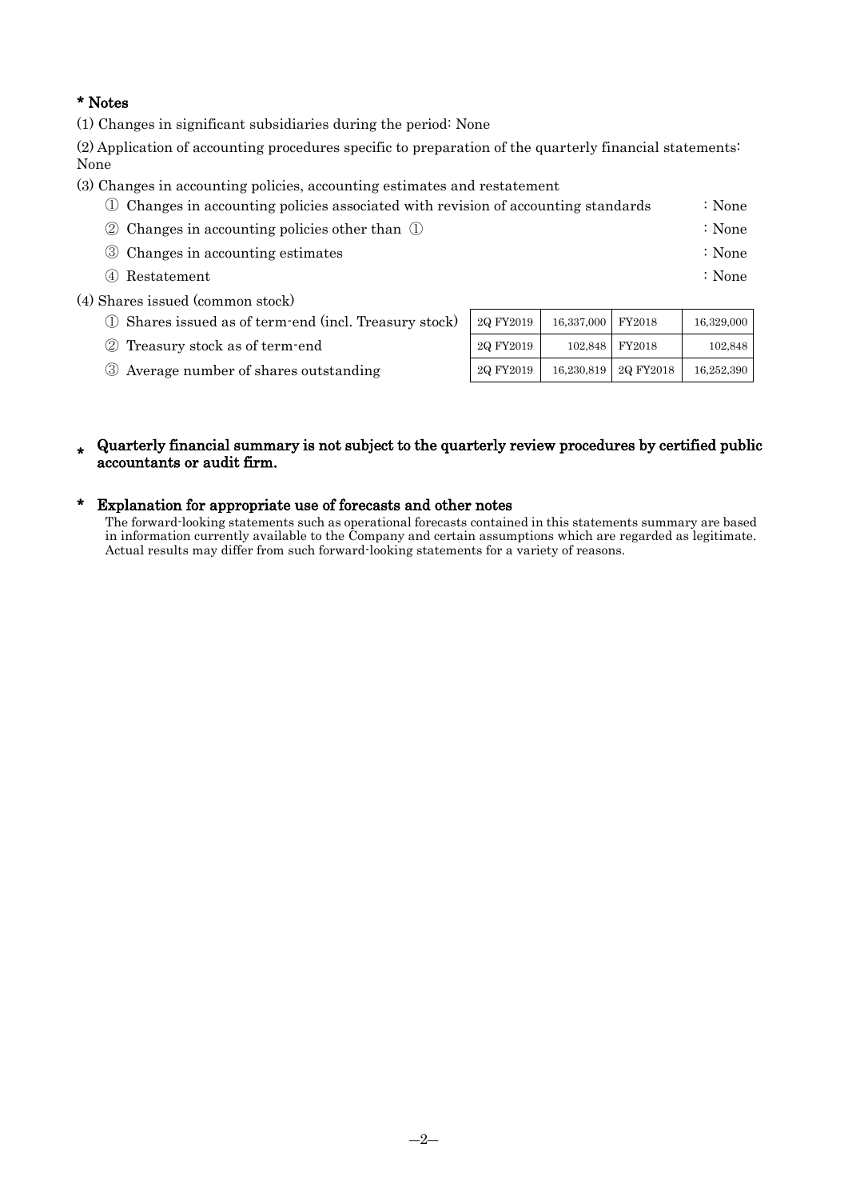**\* Notes**

(1) Changes in significant subsidiaries during the period: None

(2) Application of accounting procedures specific to preparation of the quarterly financial statements: None

(3) Changes in accounting policies, accounting estimates and restatement

① Changes in accounting policies associated with revision of accounting standards : None

② Changes in accounting policies other than ① : None

③ Changes in accounting estimates : None

④ Restatement : None

(4) Shares issued (common stock)

| | | | | |
|---|---|---|---|---|
| ① Shares issued as of term-end (incl. Treasury stock) | 2Q FY2019 | 16,337,000 | FY2018 | 16,329,000 |
| ② Treasury stock as of term-end | 2Q FY2019 | 102,848 | FY2018 | 102,848 |
| ③ Average number of shares outstanding | 2Q FY2019 | 16,230,819 | 2Q FY2018 | 16,252,390 |

**\* Quarterly financial summary is not subject to the quarterly review procedures by certified public accountants or audit firm.**

**\* Explanation for appropriate use of forecasts and other notes**

The forward-looking statements such as operational forecasts contained in this statements summary are based in information currently available to the Company and certain assumptions which are regarded as legitimate. Actual results may differ from such forward-looking statements for a variety of reasons.